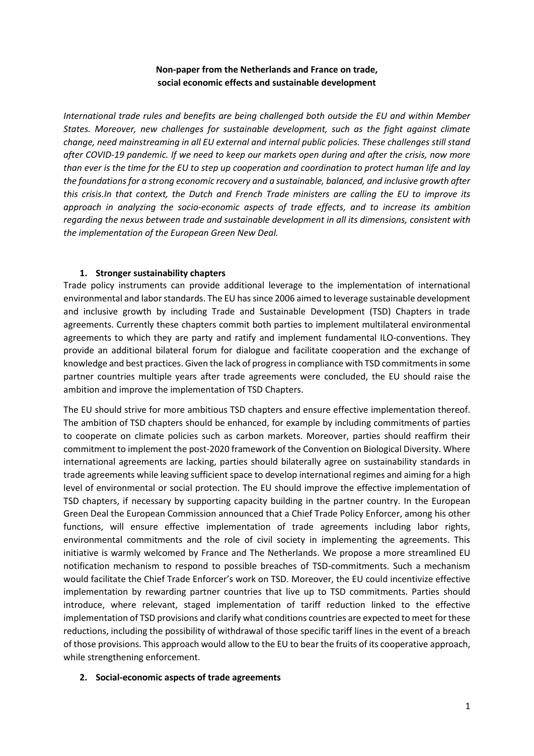**Non-paper from the Netherlands and France on trade, social economic effects and sustainable development**

*International trade rules and benefits are being challenged both outside the EU and within Member States. Moreover, new challenges for sustainable development, such as the fight against climate change, need mainstreaming in all EU external and internal public policies. These challenges still stand after COVID-19 pandemic. If we need to keep our markets open during and after the crisis, now more than ever is the time for the EU to step up cooperation and coordination to protect human life and lay the foundations for a strong economic recovery and a sustainable, balanced, and inclusive growth after this crisis.In that context, the Dutch and French Trade ministers are calling the EU to improve its approach in analyzing the socio-economic aspects of trade effects, and to increase its ambition regarding the nexus between trade and sustainable development in all its dimensions, consistent with the implementation of the European Green New Deal.*

## 1. Stronger sustainability chapters

Trade policy instruments can provide additional leverage to the implementation of international environmental and labor standards. The EU has since 2006 aimed to leverage sustainable development and inclusive growth by including Trade and Sustainable Development (TSD) Chapters in trade agreements. Currently these chapters commit both parties to implement multilateral environmental agreements to which they are party and ratify and implement fundamental ILO-conventions. They provide an additional bilateral forum for dialogue and facilitate cooperation and the exchange of knowledge and best practices. Given the lack of progress in compliance with TSD commitments in some partner countries multiple years after trade agreements were concluded, the EU should raise the ambition and improve the implementation of TSD Chapters.

The EU should strive for more ambitious TSD chapters and ensure effective implementation thereof. The ambition of TSD chapters should be enhanced, for example by including commitments of parties to cooperate on climate policies such as carbon markets. Moreover, parties should reaffirm their commitment to implement the post-2020 framework of the Convention on Biological Diversity. Where international agreements are lacking, parties should bilaterally agree on sustainability standards in trade agreements while leaving sufficient space to develop international regimes and aiming for a high level of environmental or social protection. The EU should improve the effective implementation of TSD chapters, if necessary by supporting capacity building in the partner country. In the European Green Deal the European Commission announced that a Chief Trade Policy Enforcer, among his other functions, will ensure effective implementation of trade agreements including labor rights, environmental commitments and the role of civil society in implementing the agreements. This initiative is warmly welcomed by France and The Netherlands. We propose a more streamlined EU notification mechanism to respond to possible breaches of TSD-commitments. Such a mechanism would facilitate the Chief Trade Enforcer's work on TSD. Moreover, the EU could incentivize effective implementation by rewarding partner countries that live up to TSD commitments. Parties should introduce, where relevant, staged implementation of tariff reduction linked to the effective implementation of TSD provisions and clarify what conditions countries are expected to meet for these reductions, including the possibility of withdrawal of those specific tariff lines in the event of a breach of those provisions. This approach would allow to the EU to bear the fruits of its cooperative approach, while strengthening enforcement.

## 2. Social-economic aspects of trade agreements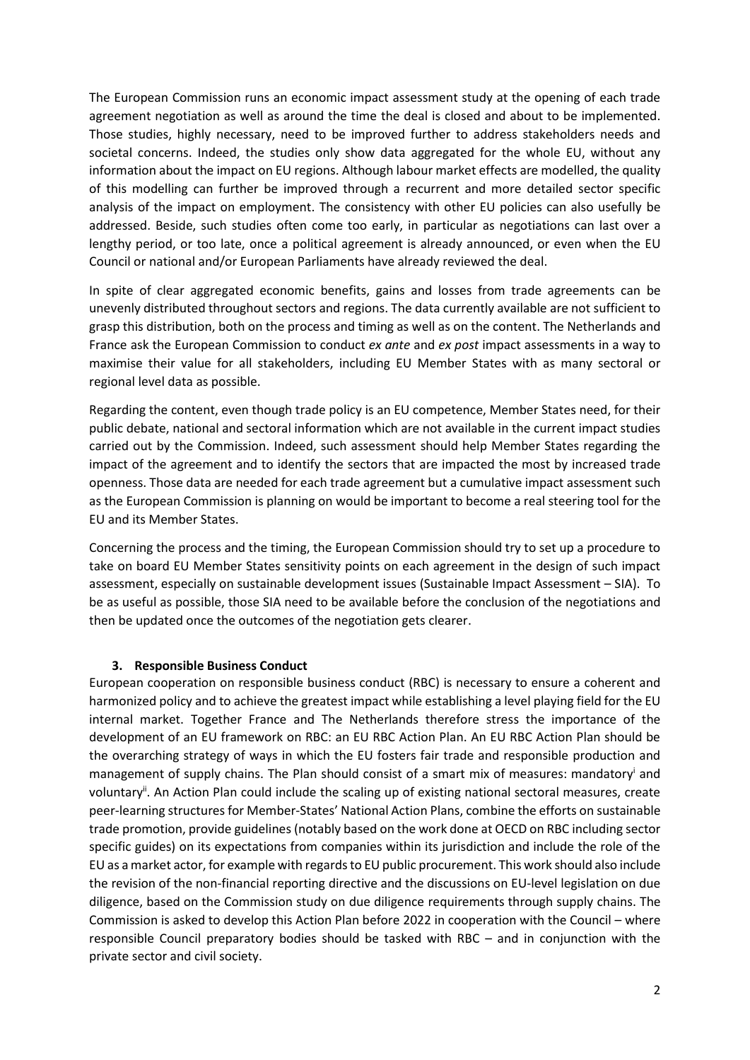The European Commission runs an economic impact assessment study at the opening of each trade agreement negotiation as well as around the time the deal is closed and about to be implemented. Those studies, highly necessary, need to be improved further to address stakeholders needs and societal concerns. Indeed, the studies only show data aggregated for the whole EU, without any information about the impact on EU regions. Although labour market effects are modelled, the quality of this modelling can further be improved through a recurrent and more detailed sector specific analysis of the impact on employment. The consistency with other EU policies can also usefully be addressed. Beside, such studies often come too early, in particular as negotiations can last over a lengthy period, or too late, once a political agreement is already announced, or even when the EU Council or national and/or European Parliaments have already reviewed the deal.

In spite of clear aggregated economic benefits, gains and losses from trade agreements can be unevenly distributed throughout sectors and regions. The data currently available are not sufficient to grasp this distribution, both on the process and timing as well as on the content. The Netherlands and France ask the European Commission to conduct *ex ante* and *ex post* impact assessments in a way to maximise their value for all stakeholders, including EU Member States with as many sectoral or regional level data as possible.

Regarding the content, even though trade policy is an EU competence, Member States need, for their public debate, national and sectoral information which are not available in the current impact studies carried out by the Commission. Indeed, such assessment should help Member States regarding the impact of the agreement and to identify the sectors that are impacted the most by increased trade openness. Those data are needed for each trade agreement but a cumulative impact assessment such as the European Commission is planning on would be important to become a real steering tool for the EU and its Member States.

Concerning the process and the timing, the European Commission should try to set up a procedure to take on board EU Member States sensitivity points on each agreement in the design of such impact assessment, especially on sustainable development issues (Sustainable Impact Assessment – SIA). To be as useful as possible, those SIA need to be available before the conclusion of the negotiations and then be updated once the outcomes of the negotiation gets clearer.

### 3. Responsible Business Conduct

European cooperation on responsible business conduct (RBC) is necessary to ensure a coherent and harmonized policy and to achieve the greatest impact while establishing a level playing field for the EU internal market. Together France and The Netherlands therefore stress the importance of the development of an EU framework on RBC: an EU RBC Action Plan. An EU RBC Action Plan should be the overarching strategy of ways in which the EU fosters fair trade and responsible production and management of supply chains. The Plan should consist of a smart mix of measures: mandatory[i] and voluntary[ii]. An Action Plan could include the scaling up of existing national sectoral measures, create peer-learning structures for Member-States' National Action Plans, combine the efforts on sustainable trade promotion, provide guidelines (notably based on the work done at OECD on RBC including sector specific guides) on its expectations from companies within its jurisdiction and include the role of the EU as a market actor, for example with regards to EU public procurement. This work should also include the revision of the non-financial reporting directive and the discussions on EU-level legislation on due diligence, based on the Commission study on due diligence requirements through supply chains. The Commission is asked to develop this Action Plan before 2022 in cooperation with the Council – where responsible Council preparatory bodies should be tasked with RBC – and in conjunction with the private sector and civil society.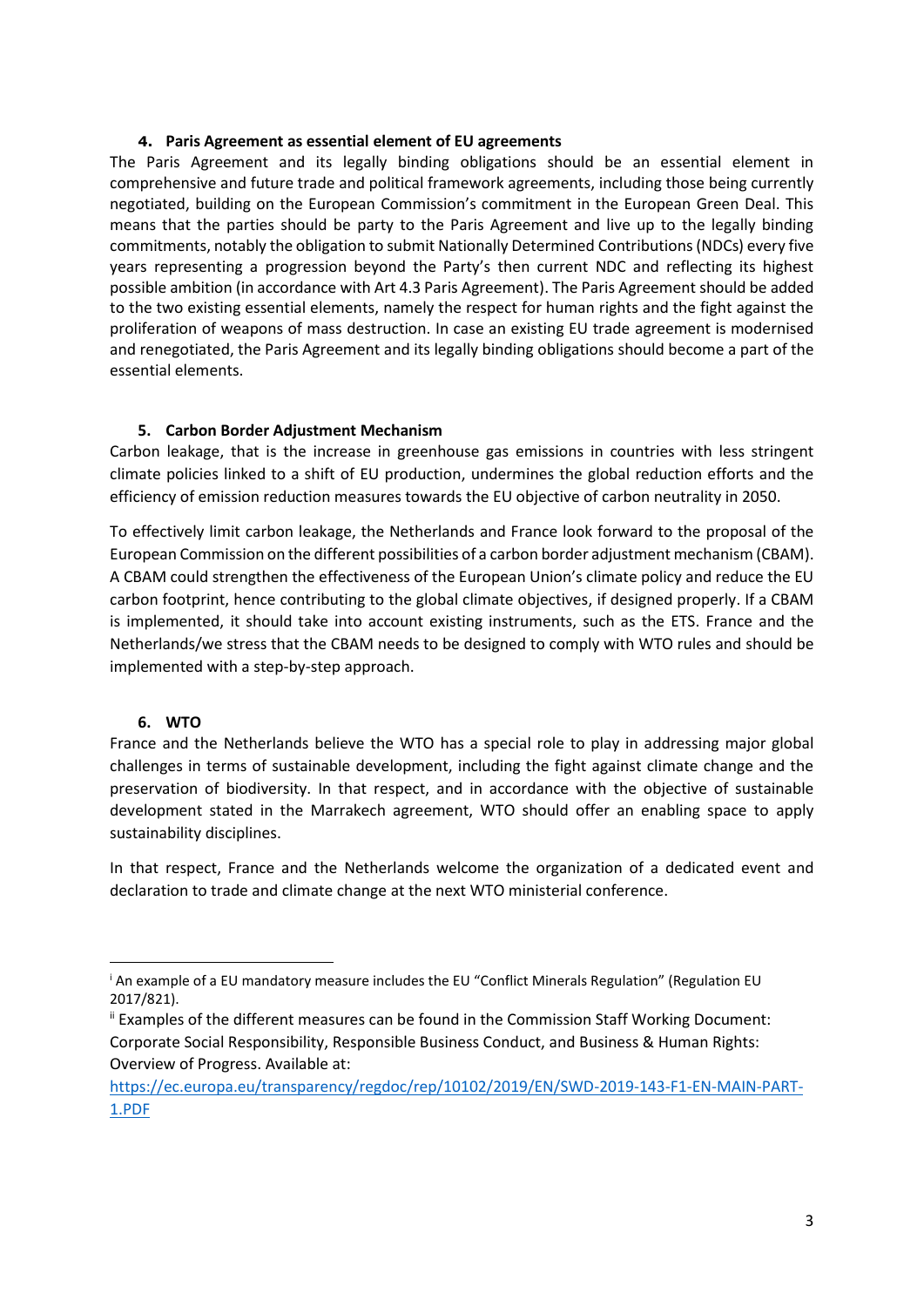## 4. Paris Agreement as essential element of EU agreements

The Paris Agreement and its legally binding obligations should be an essential element in comprehensive and future trade and political framework agreements, including those being currently negotiated, building on the European Commission's commitment in the European Green Deal. This means that the parties should be party to the Paris Agreement and live up to the legally binding commitments, notably the obligation to submit Nationally Determined Contributions (NDCs) every five years representing a progression beyond the Party's then current NDC and reflecting its highest possible ambition (in accordance with Art 4.3 Paris Agreement). The Paris Agreement should be added to the two existing essential elements, namely the respect for human rights and the fight against the proliferation of weapons of mass destruction. In case an existing EU trade agreement is modernised and renegotiated, the Paris Agreement and its legally binding obligations should become a part of the essential elements.

## 5. Carbon Border Adjustment Mechanism

Carbon leakage, that is the increase in greenhouse gas emissions in countries with less stringent climate policies linked to a shift of EU production, undermines the global reduction efforts and the efficiency of emission reduction measures towards the EU objective of carbon neutrality in 2050.

To effectively limit carbon leakage, the Netherlands and France look forward to the proposal of the European Commission on the different possibilities of a carbon border adjustment mechanism (CBAM). A CBAM could strengthen the effectiveness of the European Union's climate policy and reduce the EU carbon footprint, hence contributing to the global climate objectives, if designed properly. If a CBAM is implemented, it should take into account existing instruments, such as the ETS. France and the Netherlands/we stress that the CBAM needs to be designed to comply with WTO rules and should be implemented with a step-by-step approach.

## 6. WTO

France and the Netherlands believe the WTO has a special role to play in addressing major global challenges in terms of sustainable development, including the fight against climate change and the preservation of biodiversity. In that respect, and in accordance with the objective of sustainable development stated in the Marrakech agreement, WTO should offer an enabling space to apply sustainability disciplines.

In that respect, France and the Netherlands welcome the organization of a dedicated event and declaration to trade and climate change at the next WTO ministerial conference.

---

[i] An example of a EU mandatory measure includes the EU "Conflict Minerals Regulation" (Regulation EU 2017/821).

[ii] Examples of the different measures can be found in the Commission Staff Working Document: Corporate Social Responsibility, Responsible Business Conduct, and Business & Human Rights: Overview of Progress. Available at: https://ec.europa.eu/transparency/regdoc/rep/10102/2019/EN/SWD-2019-143-F1-EN-MAIN-PART-1.PDF